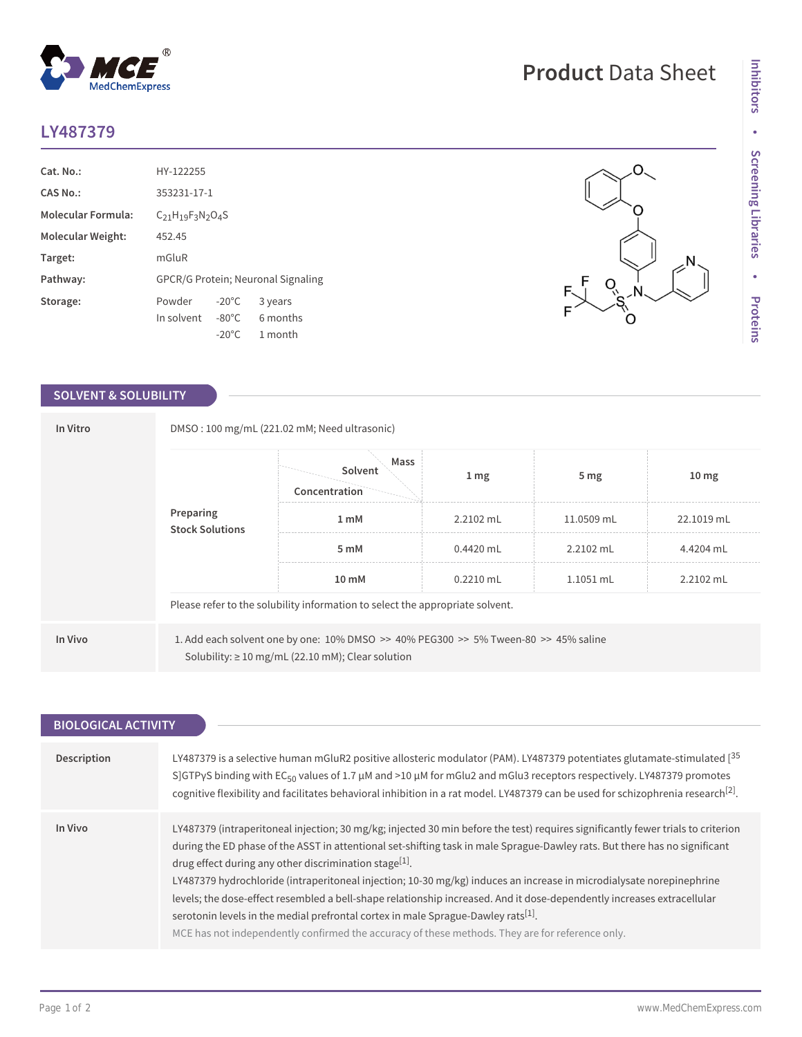# LY487379

Product Data Sheet

| | |
|---|---|
| **Cat. No.:** | HY-122255 |
| **CAS No.:** | 353231-17-1 |
| **Molecular Formula:** | $C_{21}H_{19}F_3N_2O_4S$ |
| **Molecular Weight:** | 452.45 |
| **Target:** | mGluR |
| **Pathway:** | GPCR/G Protein; Neuronal Signaling |
| **Storage:** | Powder -20°C 3 years; In solvent -80°C 6 months; -20°C 1 month |

## SOLVENT & SOLUBILITY

**In Vitro**

DMSO : 100 mg/mL (221.02 mM; Need ultrasonic)

**Preparing Stock Solutions**

| Concentration \ Solvent \ Mass | 1 mg | 5 mg | 10 mg |
|---|---|---|---|
| 1 mM | 2.2102 mL | 11.0509 mL | 22.1019 mL |
| 5 mM | 0.4420 mL | 2.2102 mL | 4.4204 mL |
| 10 mM | 0.2210 mL | 1.1051 mL | 2.2102 mL |

Please refer to the solubility information to select the appropriate solvent.

**In Vivo**

1. Add each solvent one by one: 10% DMSO >> 40% PEG300 >> 5% Tween-80 >> 45% saline
   Solubility: ≥ 10 mg/mL (22.10 mM); Clear solution

## BIOLOGICAL ACTIVITY

**Description**

LY487379 is a selective human mGluR2 positive allosteric modulator (PAM). LY487379 potentiates glutamate-stimulated [$^{35}$S]GTPγS binding with $EC_{50}$ values of 1.7 μM and >10 μM for mGlu2 and mGlu3 receptors respectively. LY487379 promotes cognitive flexibility and facilitates behavioral inhibition in a rat model. LY487379 can be used for schizophrenia research[2].

**In Vivo**

LY487379 (intraperitoneal injection; 30 mg/kg; injected 30 min before the test) requires significantly fewer trials to criterion during the ED phase of the ASST in attentional set-shifting task in male Sprague-Dawley rats. But there has no significant drug effect during any other discrimination stage[1].

LY487379 hydrochloride (intraperitoneal injection; 10-30 mg/kg) induces an increase in microdialysate norepinephrine levels; the dose-effect resembled a bell-shape relationship increased. And it dose-dependently increases extracellular serotonin levels in the medial prefrontal cortex in male Sprague-Dawley rats[1].

MCE has not independently confirmed the accuracy of these methods. They are for reference only.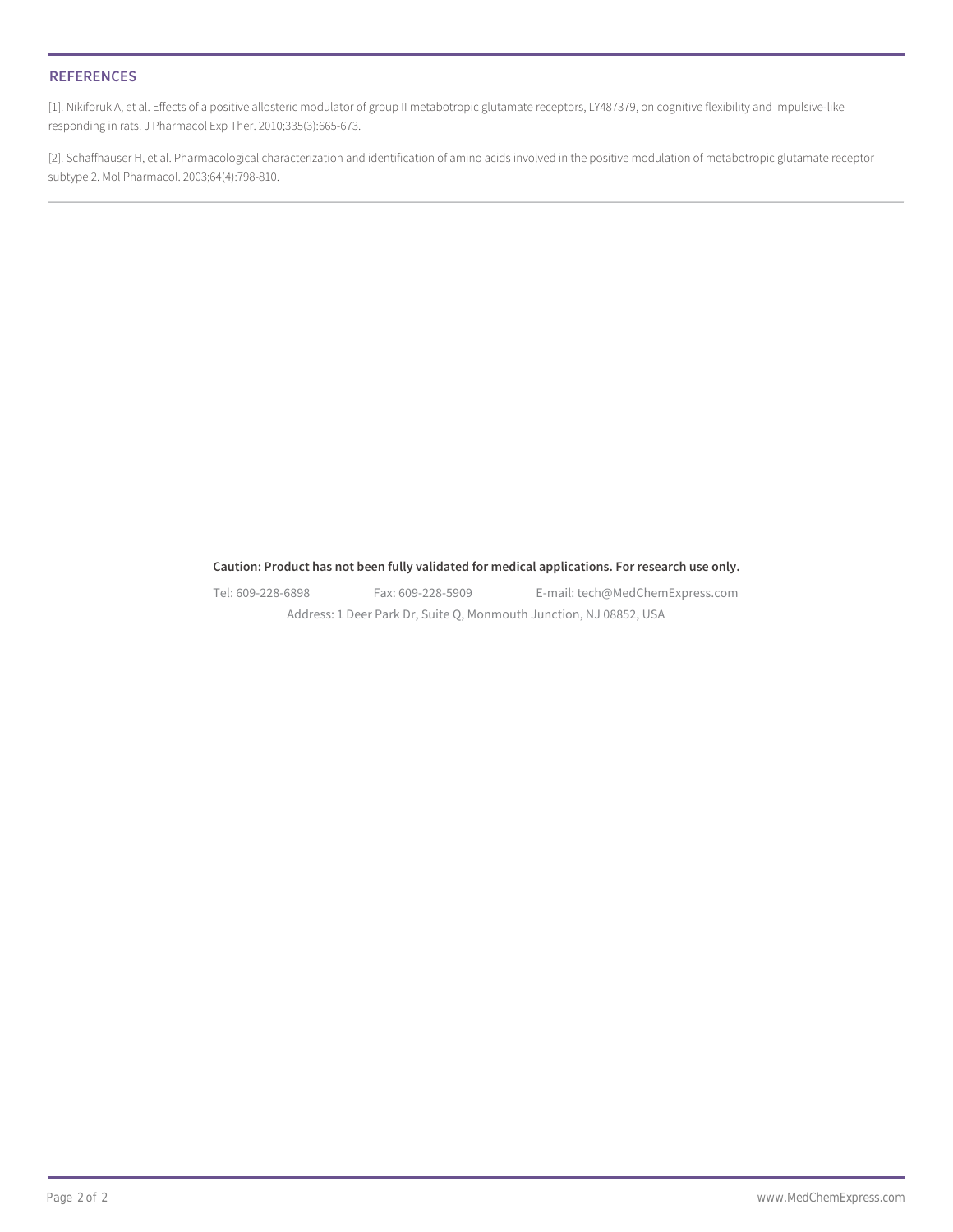## REFERENCES

[1]. Nikiforuk A, et al. Effects of a positive allosteric modulator of group II metabotropic glutamate receptors, LY487379, on cognitive flexibility and impulsive-like responding in rats. J Pharmacol Exp Ther. 2010;335(3):665-673.

[2]. Schaffhauser H, et al. Pharmacological characterization and identification of amino acids involved in the positive modulation of metabotropic glutamate receptor subtype 2. Mol Pharmacol. 2003;64(4):798-810.

**Caution: Product has not been fully validated for medical applications. For research use only.**

Tel: 609-228-6898 Fax: 609-228-5909 E-mail: tech@MedChemExpress.com

Address: 1 Deer Park Dr, Suite Q, Monmouth Junction, NJ 08852, USA